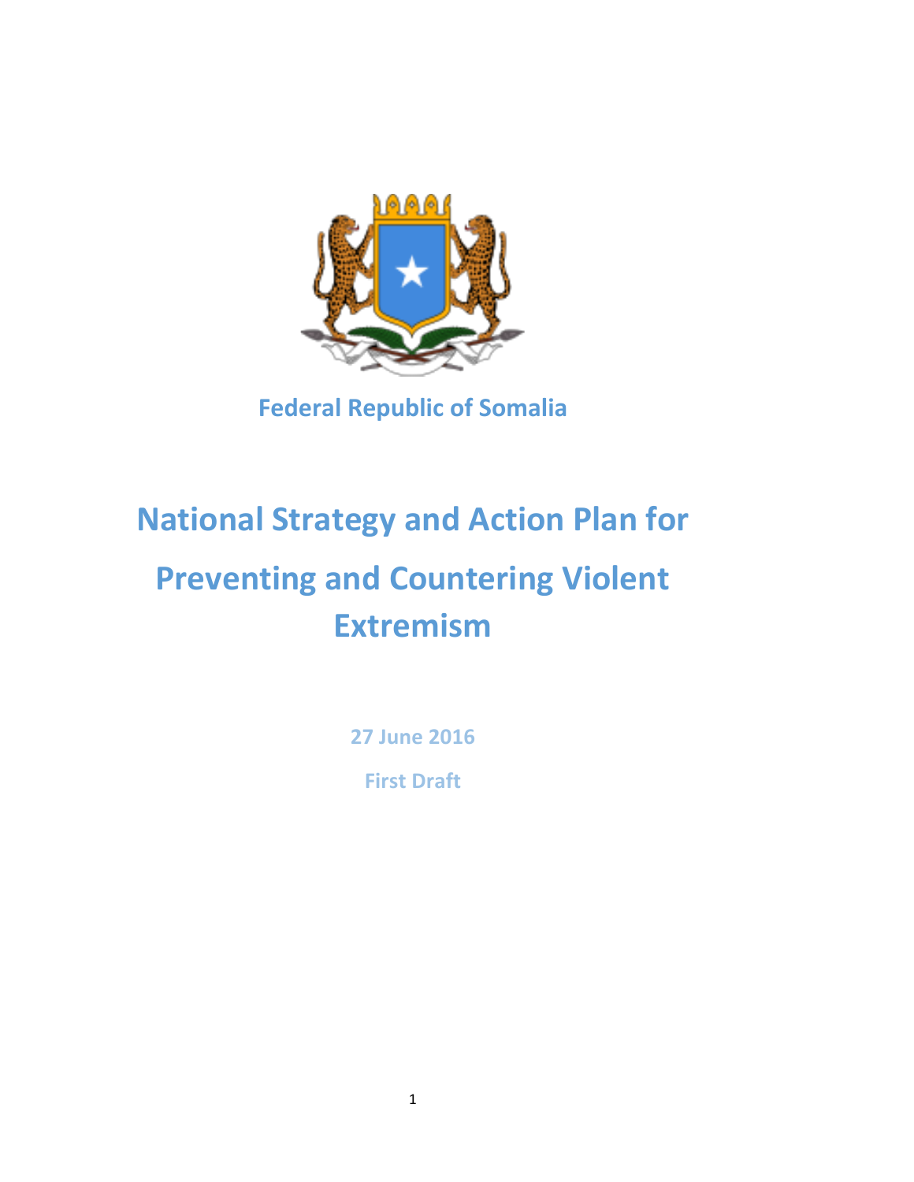**Federal Republic of Somalia**

# National Strategy and Action Plan for Preventing and Countering Violent Extremism

**27 June 2016**

**First Draft**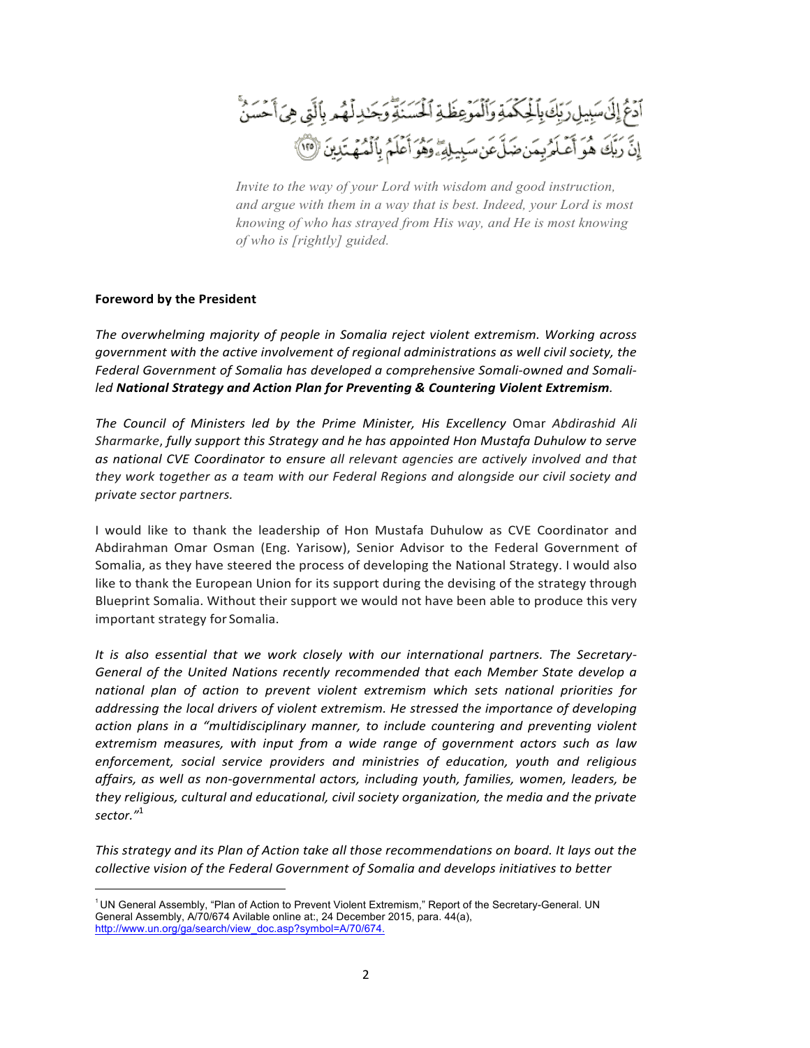ادْعُ إِلَىٰ سَبِيلِ رَبِّكَ بِالْحِكْمَةِ وَالْمَوْعِظَةِ الْحَسَنَةِ ۖ وَجَادِلْهُم بِالَّتِي هِيَ أَحْسَنُ ۚ إِنَّ رَبَّكَ هُوَ أَعْلَمُ بِمَن ضَلَّ عَن سَبِيلِهِ ۖ وَهُوَ أَعْلَمُ بِالْمُهْتَدِينَ ﴿١٢٥﴾

*Invite to the way of your Lord with wisdom and good instruction, and argue with them in a way that is best. Indeed, your Lord is most knowing of who has strayed from His way, and He is most knowing of who is [rightly] guided.*

**Foreword by the President**

*The overwhelming majority of people in Somalia reject violent extremism. Working across government with the active involvement of regional administrations as well civil society, the Federal Government of Somalia has developed a comprehensive Somali-owned and Somali-led* ***National Strategy and Action Plan for Preventing & Countering Violent Extremism****.*

*The Council of Ministers led by the Prime Minister, His Excellency* Omar *Abdirashid Ali Sharmarke, fully support this Strategy and he has appointed Hon Mustafa Duhulow to serve as national CVE Coordinator to ensure all relevant agencies are actively involved and that they work together as a team with our Federal Regions and alongside our civil society and private sector partners.*

I would like to thank the leadership of Hon Mustafa Duhulow as CVE Coordinator and Abdirahman Omar Osman (Eng. Yarisow), Senior Advisor to the Federal Government of Somalia, as they have steered the process of developing the National Strategy. I would also like to thank the European Union for its support during the devising of the strategy through Blueprint Somalia. Without their support we would not have been able to produce this very important strategy for Somalia.

*It is also essential that we work closely with our international partners. The Secretary-General of the United Nations recently recommended that each Member State develop a national plan of action to prevent violent extremism which sets national priorities for addressing the local drivers of violent extremism. He stressed the importance of developing action plans in a "multidisciplinary manner, to include countering and preventing violent extremism measures, with input from a wide range of government actors such as law enforcement, social service providers and ministries of education, youth and religious affairs, as well as non-governmental actors, including youth, families, women, leaders, be they religious, cultural and educational, civil society organization, the media and the private sector."*[1]

*This strategy and its Plan of Action take all those recommendations on board. It lays out the collective vision of the Federal Government of Somalia and develops initiatives to better*

---

[1] UN General Assembly, "Plan of Action to Prevent Violent Extremism," Report of the Secretary-General. UN General Assembly, A/70/674 Avilable online at:, 24 December 2015, para. 44(a), http://www.un.org/ga/search/view_doc.asp?symbol=A/70/674.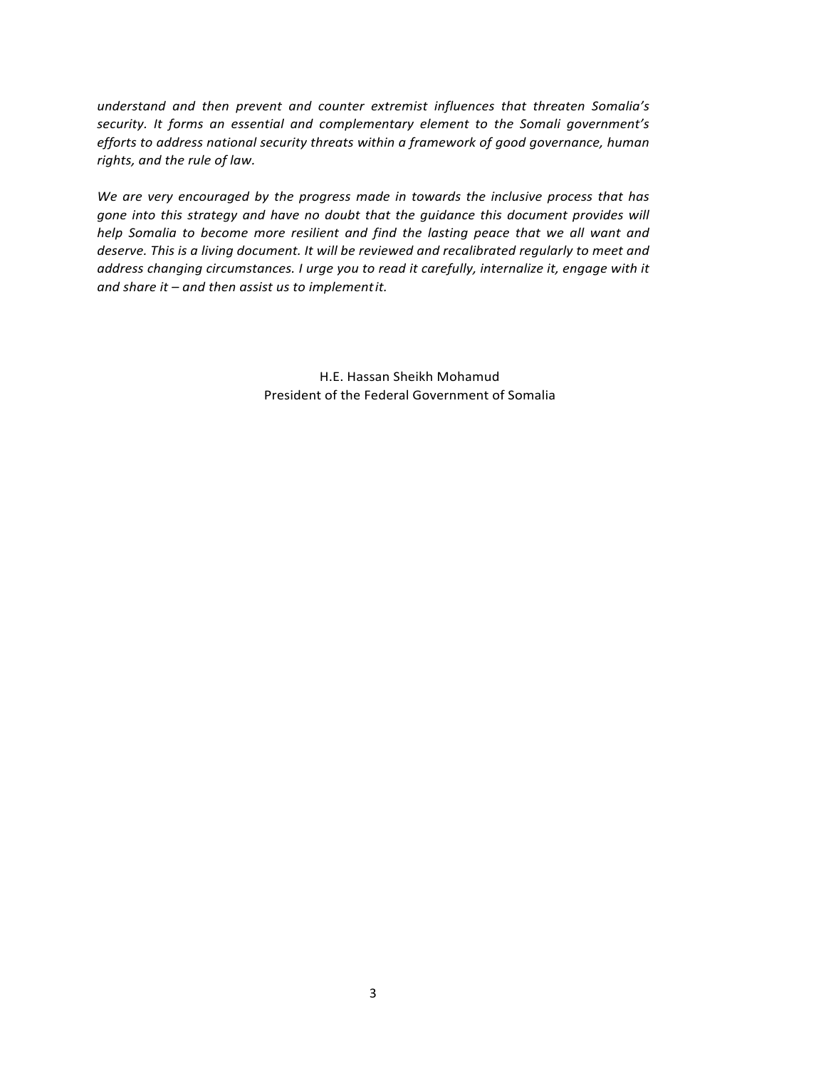*understand and then prevent and counter extremist influences that threaten Somalia's security. It forms an essential and complementary element to the Somali government's efforts to address national security threats within a framework of good governance, human rights, and the rule of law.*

*We are very encouraged by the progress made in towards the inclusive process that has gone into this strategy and have no doubt that the guidance this document provides will help Somalia to become more resilient and find the lasting peace that we all want and deserve. This is a living document. It will be reviewed and recalibrated regularly to meet and address changing circumstances. I urge you to read it carefully, internalize it, engage with it and share it – and then assist us to implement it.*

H.E. Hassan Sheikh Mohamud
President of the Federal Government of Somalia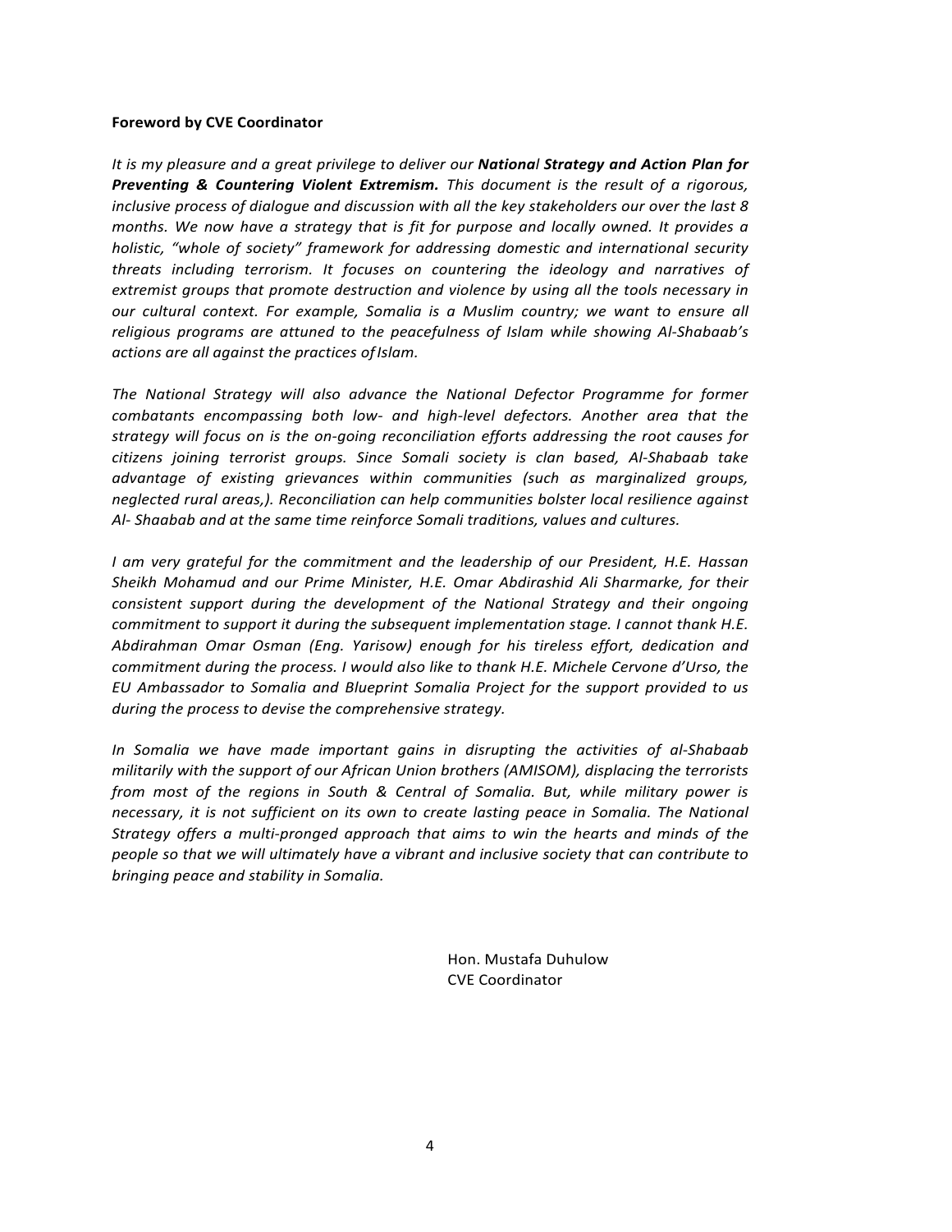**Foreword by CVE Coordinator**

*It is my pleasure and a great privilege to deliver our* ***National Strategy and Action Plan for Preventing & Countering Violent Extremism.*** *This document is the result of a rigorous, inclusive process of dialogue and discussion with all the key stakeholders our over the last 8 months. We now have a strategy that is fit for purpose and locally owned. It provides a holistic, "whole of society" framework for addressing domestic and international security threats including terrorism. It focuses on countering the ideology and narratives of extremist groups that promote destruction and violence by using all the tools necessary in our cultural context. For example, Somalia is a Muslim country; we want to ensure all religious programs are attuned to the peacefulness of Islam while showing Al-Shabaab's actions are all against the practices of Islam.*

*The National Strategy will also advance the National Defector Programme for former combatants encompassing both low- and high-level defectors. Another area that the strategy will focus on is the on-going reconciliation efforts addressing the root causes for citizens joining terrorist groups. Since Somali society is clan based, Al-Shabaab take advantage of existing grievances within communities (such as marginalized groups, neglected rural areas,). Reconciliation can help communities bolster local resilience against Al- Shaabab and at the same time reinforce Somali traditions, values and cultures.*

*I am very grateful for the commitment and the leadership of our President, H.E. Hassan Sheikh Mohamud and our Prime Minister, H.E. Omar Abdirashid Ali Sharmarke, for their consistent support during the development of the National Strategy and their ongoing commitment to support it during the subsequent implementation stage. I cannot thank H.E. Abdirahman Omar Osman (Eng. Yarisow) enough for his tireless effort, dedication and commitment during the process. I would also like to thank H.E. Michele Cervone d'Urso, the EU Ambassador to Somalia and Blueprint Somalia Project for the support provided to us during the process to devise the comprehensive strategy.*

*In Somalia we have made important gains in disrupting the activities of al-Shabaab militarily with the support of our African Union brothers (AMISOM), displacing the terrorists from most of the regions in South & Central of Somalia. But, while military power is necessary, it is not sufficient on its own to create lasting peace in Somalia. The National Strategy offers a multi-pronged approach that aims to win the hearts and minds of the people so that we will ultimately have a vibrant and inclusive society that can contribute to bringing peace and stability in Somalia.*

Hon. Mustafa Duhulow
CVE Coordinator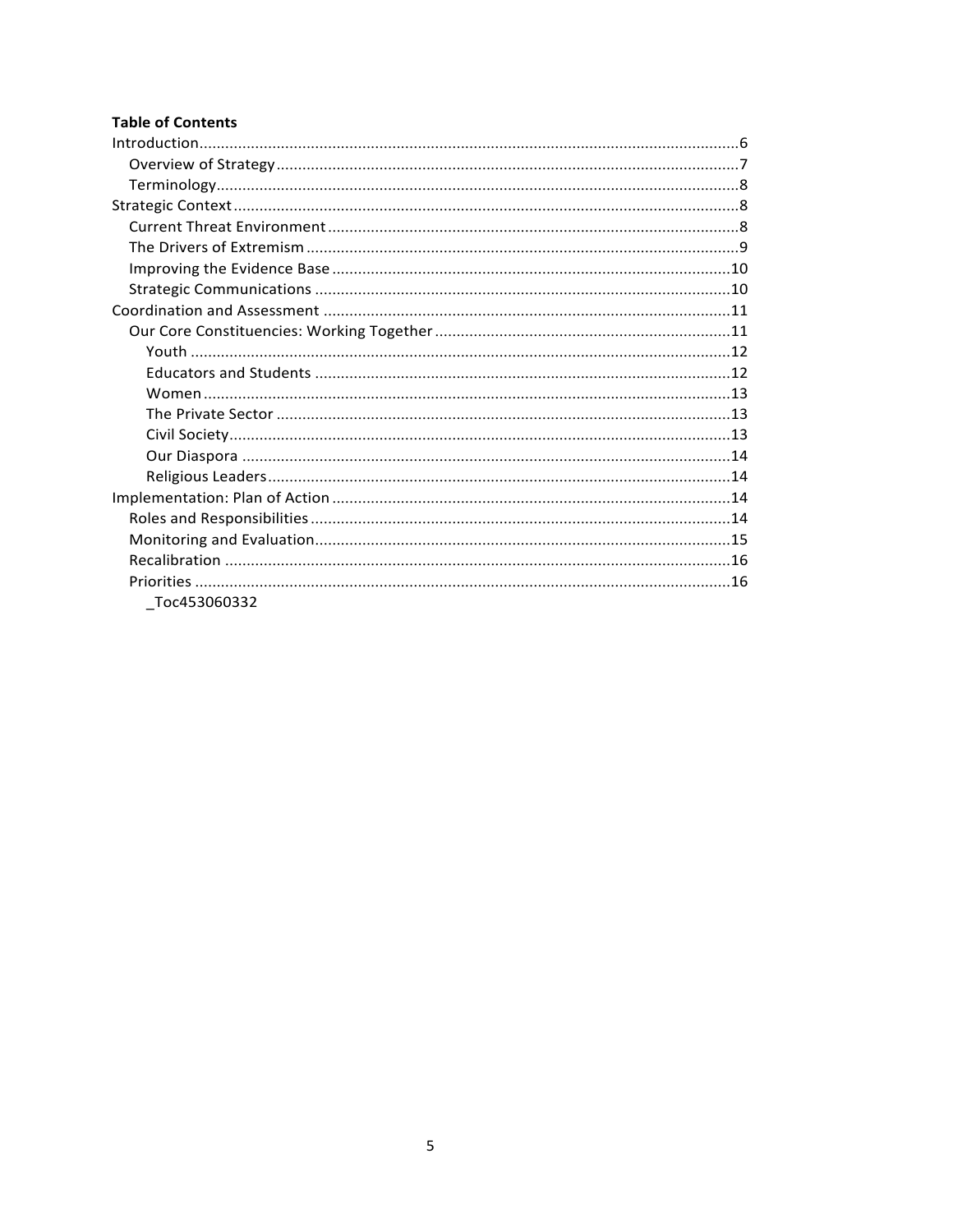**Table of Contents**

Introduction.....6
- Overview of Strategy.....7
- Terminology.....8

Strategic Context.....8
- Current Threat Environment.....8
- The Drivers of Extremism.....9
- Improving the Evidence Base.....10
- Strategic Communications.....10

Coordination and Assessment.....11
- Our Core Constituencies: Working Together.....11
  - Youth.....12
  - Educators and Students.....12
  - Women.....13
  - The Private Sector.....13
  - Civil Society.....13
  - Our Diaspora.....14
  - Religious Leaders.....14

Implementation: Plan of Action.....14
- Roles and Responsibilities.....14
- Monitoring and Evaluation.....15
- Recalibration.....16
- Priorities.....16
  - _Toc453060332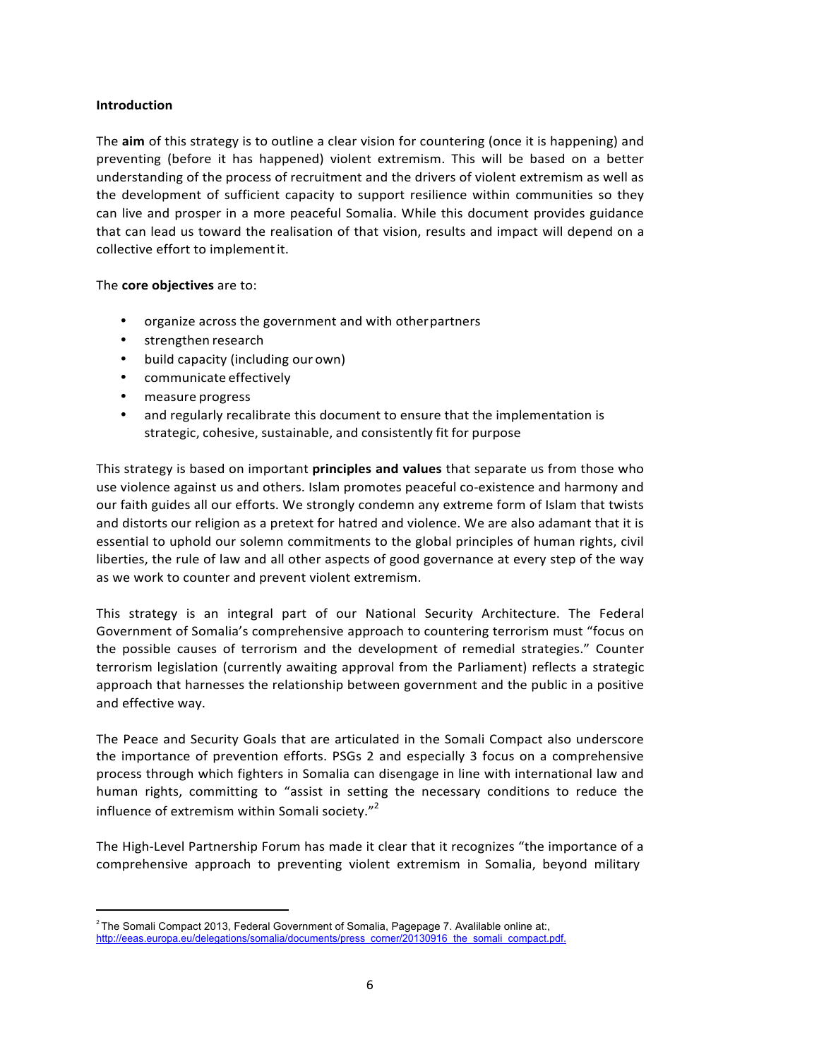**Introduction**

The **aim** of this strategy is to outline a clear vision for countering (once it is happening) and preventing (before it has happened) violent extremism. This will be based on a better understanding of the process of recruitment and the drivers of violent extremism as well as the development of sufficient capacity to support resilience within communities so they can live and prosper in a more peaceful Somalia. While this document provides guidance that can lead us toward the realisation of that vision, results and impact will depend on a collective effort to implement it.

The **core objectives** are to:

- organize across the government and with other partners
- strengthen research
- build capacity (including our own)
- communicate effectively
- measure progress
- and regularly recalibrate this document to ensure that the implementation is strategic, cohesive, sustainable, and consistently fit for purpose

This strategy is based on important **principles and values** that separate us from those who use violence against us and others. Islam promotes peaceful co-existence and harmony and our faith guides all our efforts. We strongly condemn any extreme form of Islam that twists and distorts our religion as a pretext for hatred and violence. We are also adamant that it is essential to uphold our solemn commitments to the global principles of human rights, civil liberties, the rule of law and all other aspects of good governance at every step of the way as we work to counter and prevent violent extremism.

This strategy is an integral part of our National Security Architecture. The Federal Government of Somalia's comprehensive approach to countering terrorism must "focus on the possible causes of terrorism and the development of remedial strategies." Counter terrorism legislation (currently awaiting approval from the Parliament) reflects a strategic approach that harnesses the relationship between government and the public in a positive and effective way.

The Peace and Security Goals that are articulated in the Somali Compact also underscore the importance of prevention efforts. PSGs 2 and especially 3 focus on a comprehensive process through which fighters in Somalia can disengage in line with international law and human rights, committing to "assist in setting the necessary conditions to reduce the influence of extremism within Somali society."[2]

The High-Level Partnership Forum has made it clear that it recognizes "the importance of a comprehensive approach to preventing violent extremism in Somalia, beyond military

---

[2] The Somali Compact 2013, Federal Government of Somalia, Pagepage 7. Avalilable online at:, http://eeas.europa.eu/delegations/somalia/documents/press_corner/20130916_the_somali_compact.pdf.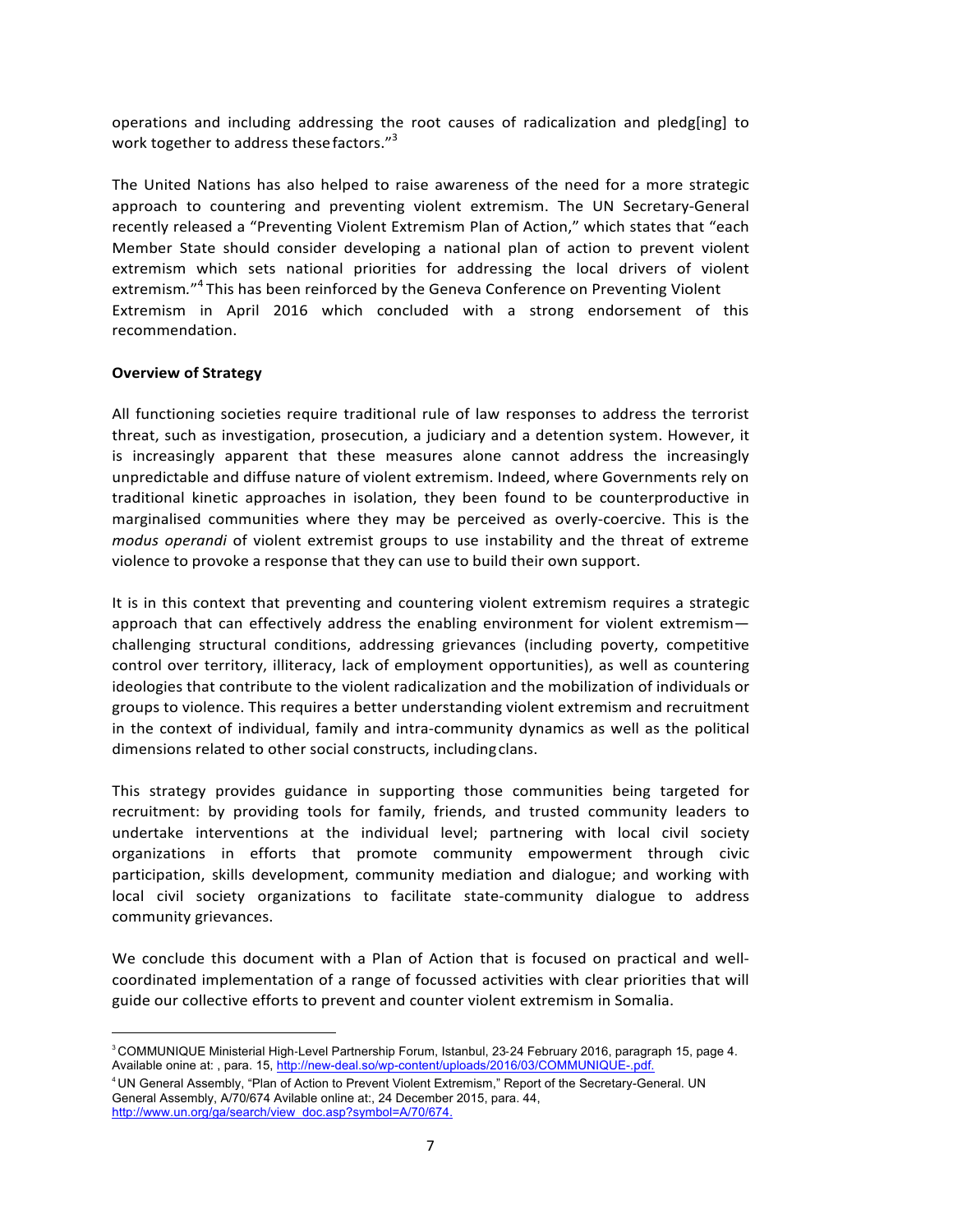operations and including addressing the root causes of radicalization and pledg[ing] to work together to address these factors."[3]

The United Nations has also helped to raise awareness of the need for a more strategic approach to countering and preventing violent extremism. The UN Secretary-General recently released a "Preventing Violent Extremism Plan of Action," which states that "each Member State should consider developing a national plan of action to prevent violent extremism which sets national priorities for addressing the local drivers of violent extremism."[4] This has been reinforced by the Geneva Conference on Preventing Violent Extremism in April 2016 which concluded with a strong endorsement of this recommendation.

**Overview of Strategy**

All functioning societies require traditional rule of law responses to address the terrorist threat, such as investigation, prosecution, a judiciary and a detention system. However, it is increasingly apparent that these measures alone cannot address the increasingly unpredictable and diffuse nature of violent extremism. Indeed, where Governments rely on traditional kinetic approaches in isolation, they been found to be counterproductive in marginalised communities where they may be perceived as overly-coercive. This is the *modus operandi* of violent extremist groups to use instability and the threat of extreme violence to provoke a response that they can use to build their own support.

It is in this context that preventing and countering violent extremism requires a strategic approach that can effectively address the enabling environment for violent extremism—challenging structural conditions, addressing grievances (including poverty, competitive control over territory, illiteracy, lack of employment opportunities), as well as countering ideologies that contribute to the violent radicalization and the mobilization of individuals or groups to violence. This requires a better understanding violent extremism and recruitment in the context of individual, family and intra-community dynamics as well as the political dimensions related to other social constructs, including clans.

This strategy provides guidance in supporting those communities being targeted for recruitment: by providing tools for family, friends, and trusted community leaders to undertake interventions at the individual level; partnering with local civil society organizations in efforts that promote community empowerment through civic participation, skills development, community mediation and dialogue; and working with local civil society organizations to facilitate state-community dialogue to address community grievances.

We conclude this document with a Plan of Action that is focused on practical and well-coordinated implementation of a range of focussed activities with clear priorities that will guide our collective efforts to prevent and counter violent extremism in Somalia.

---

[3] COMMUNIQUE Ministerial High-Level Partnership Forum, Istanbul, 23-24 February 2016, paragraph 15, page 4. Available onine at: , para. 15, http://new-deal.so/wp-content/uploads/2016/03/COMMUNIQUE-.pdf.

[4] UN General Assembly, "Plan of Action to Prevent Violent Extremism," Report of the Secretary-General. UN General Assembly, A/70/674 Avilable online at:, 24 December 2015, para. 44, http://www.un.org/ga/search/view_doc.asp?symbol=A/70/674.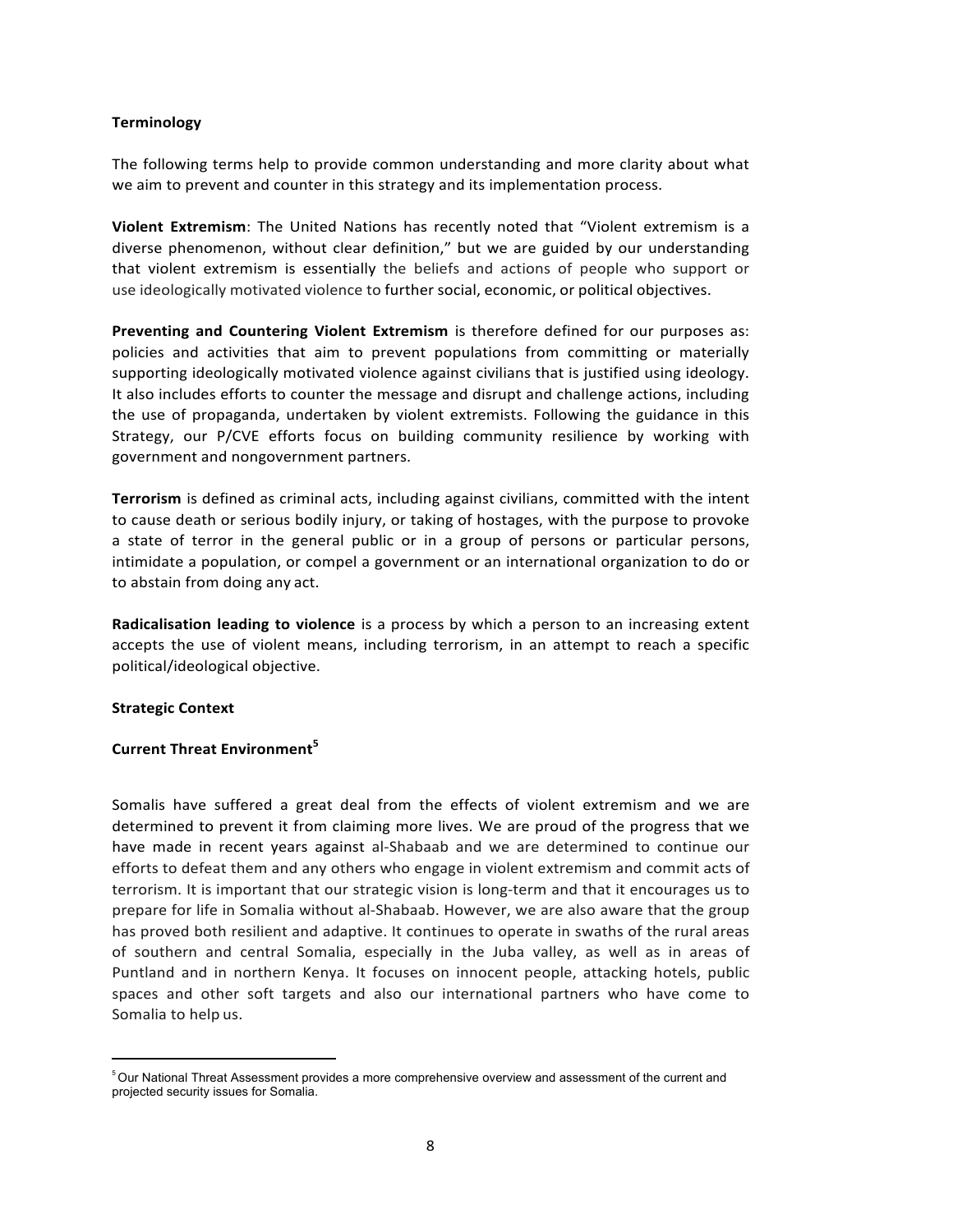**Terminology**

The following terms help to provide common understanding and more clarity about what we aim to prevent and counter in this strategy and its implementation process.

**Violent Extremism**: The United Nations has recently noted that "Violent extremism is a diverse phenomenon, without clear definition," but we are guided by our understanding that violent extremism is essentially the beliefs and actions of people who support or use ideologically motivated violence to further social, economic, or political objectives.

**Preventing and Countering Violent Extremism** is therefore defined for our purposes as: policies and activities that aim to prevent populations from committing or materially supporting ideologically motivated violence against civilians that is justified using ideology. It also includes efforts to counter the message and disrupt and challenge actions, including the use of propaganda, undertaken by violent extremists. Following the guidance in this Strategy, our P/CVE efforts focus on building community resilience by working with government and nongovernment partners.

**Terrorism** is defined as criminal acts, including against civilians, committed with the intent to cause death or serious bodily injury, or taking of hostages, with the purpose to provoke a state of terror in the general public or in a group of persons or particular persons, intimidate a population, or compel a government or an international organization to do or to abstain from doing any act.

**Radicalisation leading to violence** is a process by which a person to an increasing extent accepts the use of violent means, including terrorism, in an attempt to reach a specific political/ideological objective.

**Strategic Context**

**Current Threat Environment**[5]

Somalis have suffered a great deal from the effects of violent extremism and we are determined to prevent it from claiming more lives. We are proud of the progress that we have made in recent years against al-Shabaab and we are determined to continue our efforts to defeat them and any others who engage in violent extremism and commit acts of terrorism. It is important that our strategic vision is long-term and that it encourages us to prepare for life in Somalia without al-Shabaab. However, we are also aware that the group has proved both resilient and adaptive. It continues to operate in swaths of the rural areas of southern and central Somalia, especially in the Juba valley, as well as in areas of Puntland and in northern Kenya. It focuses on innocent people, attacking hotels, public spaces and other soft targets and also our international partners who have come to Somalia to help us.

---

[5] Our National Threat Assessment provides a more comprehensive overview and assessment of the current and projected security issues for Somalia.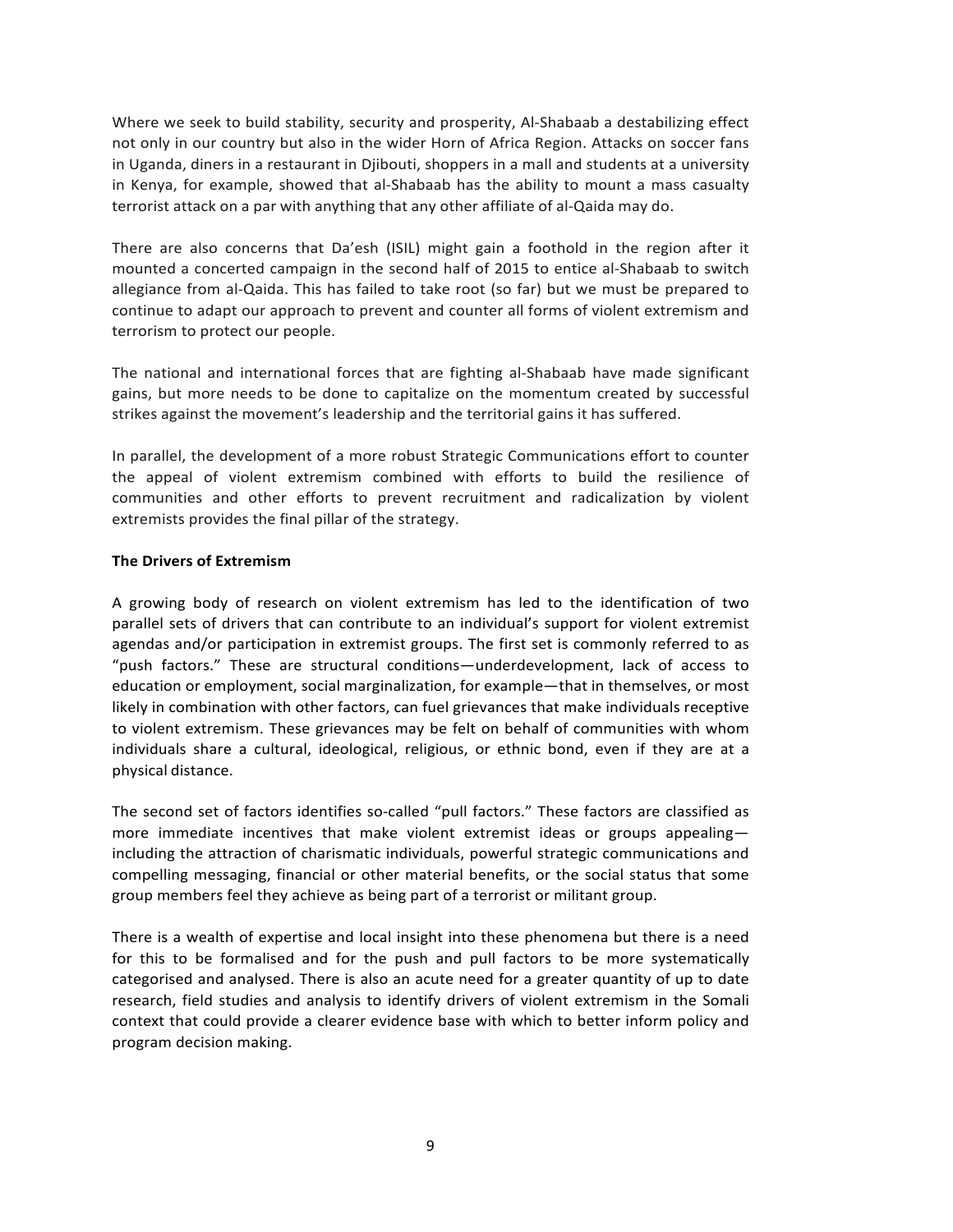Where we seek to build stability, security and prosperity, Al-Shabaab a destabilizing effect not only in our country but also in the wider Horn of Africa Region. Attacks on soccer fans in Uganda, diners in a restaurant in Djibouti, shoppers in a mall and students at a university in Kenya, for example, showed that al-Shabaab has the ability to mount a mass casualty terrorist attack on a par with anything that any other affiliate of al-Qaida may do.

There are also concerns that Da'esh (ISIL) might gain a foothold in the region after it mounted a concerted campaign in the second half of 2015 to entice al-Shabaab to switch allegiance from al-Qaida. This has failed to take root (so far) but we must be prepared to continue to adapt our approach to prevent and counter all forms of violent extremism and terrorism to protect our people.

The national and international forces that are fighting al-Shabaab have made significant gains, but more needs to be done to capitalize on the momentum created by successful strikes against the movement's leadership and the territorial gains it has suffered.

In parallel, the development of a more robust Strategic Communications effort to counter the appeal of violent extremism combined with efforts to build the resilience of communities and other efforts to prevent recruitment and radicalization by violent extremists provides the final pillar of the strategy.

**The Drivers of Extremism**

A growing body of research on violent extremism has led to the identification of two parallel sets of drivers that can contribute to an individual's support for violent extremist agendas and/or participation in extremist groups. The first set is commonly referred to as "push factors." These are structural conditions—underdevelopment, lack of access to education or employment, social marginalization, for example—that in themselves, or most likely in combination with other factors, can fuel grievances that make individuals receptive to violent extremism. These grievances may be felt on behalf of communities with whom individuals share a cultural, ideological, religious, or ethnic bond, even if they are at a physical distance.

The second set of factors identifies so-called "pull factors." These factors are classified as more immediate incentives that make violent extremist ideas or groups appealing—including the attraction of charismatic individuals, powerful strategic communications and compelling messaging, financial or other material benefits, or the social status that some group members feel they achieve as being part of a terrorist or militant group.

There is a wealth of expertise and local insight into these phenomena but there is a need for this to be formalised and for the push and pull factors to be more systematically categorised and analysed. There is also an acute need for a greater quantity of up to date research, field studies and analysis to identify drivers of violent extremism in the Somali context that could provide a clearer evidence base with which to better inform policy and program decision making.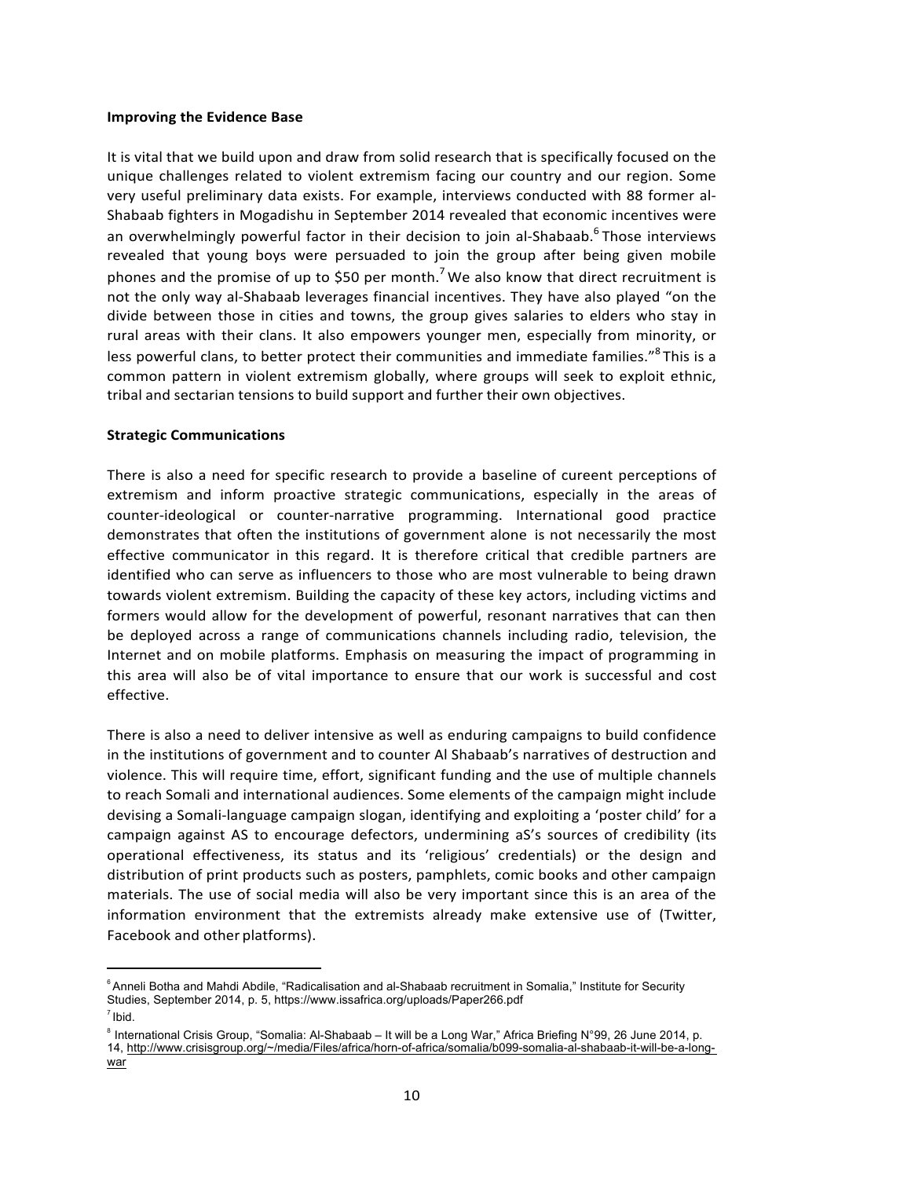**Improving the Evidence Base**

It is vital that we build upon and draw from solid research that is specifically focused on the unique challenges related to violent extremism facing our country and our region. Some very useful preliminary data exists. For example, interviews conducted with 88 former al-Shabaab fighters in Mogadishu in September 2014 revealed that economic incentives were an overwhelmingly powerful factor in their decision to join al-Shabaab.[6] Those interviews revealed that young boys were persuaded to join the group after being given mobile phones and the promise of up to $50 per month.[7] We also know that direct recruitment is not the only way al-Shabaab leverages financial incentives. They have also played "on the divide between those in cities and towns, the group gives salaries to elders who stay in rural areas with their clans. It also empowers younger men, especially from minority, or less powerful clans, to better protect their communities and immediate families."[8] This is a common pattern in violent extremism globally, where groups will seek to exploit ethnic, tribal and sectarian tensions to build support and further their own objectives.

**Strategic Communications**

There is also a need for specific research to provide a baseline of cureent perceptions of extremism and inform proactive strategic communications, especially in the areas of counter-ideological or counter-narrative programming. International good practice demonstrates that often the institutions of government alone is not necessarily the most effective communicator in this regard. It is therefore critical that credible partners are identified who can serve as influencers to those who are most vulnerable to being drawn towards violent extremism. Building the capacity of these key actors, including victims and formers would allow for the development of powerful, resonant narratives that can then be deployed across a range of communications channels including radio, television, the Internet and on mobile platforms. Emphasis on measuring the impact of programming in this area will also be of vital importance to ensure that our work is successful and cost effective.

There is also a need to deliver intensive as well as enduring campaigns to build confidence in the institutions of government and to counter Al Shabaab's narratives of destruction and violence. This will require time, effort, significant funding and the use of multiple channels to reach Somali and international audiences. Some elements of the campaign might include devising a Somali-language campaign slogan, identifying and exploiting a 'poster child' for a campaign against AS to encourage defectors, undermining aS's sources of credibility (its operational effectiveness, its status and its 'religious' credentials) or the design and distribution of print products such as posters, pamphlets, comic books and other campaign materials. The use of social media will also be very important since this is an area of the information environment that the extremists already make extensive use of (Twitter, Facebook and other platforms).

---

[6] Anneli Botha and Mahdi Abdile, "Radicalisation and al-Shabaab recruitment in Somalia," Institute for Security Studies, September 2014, p. 5, https://www.issafrica.org/uploads/Paper266.pdf

[7] Ibid.

[8] International Crisis Group, "Somalia: Al-Shabaab – It will be a Long War," Africa Briefing N°99, 26 June 2014, p. 14, http://www.crisisgroup.org/~/media/Files/africa/horn-of-africa/somalia/b099-somalia-al-shabaab-it-will-be-a-long-war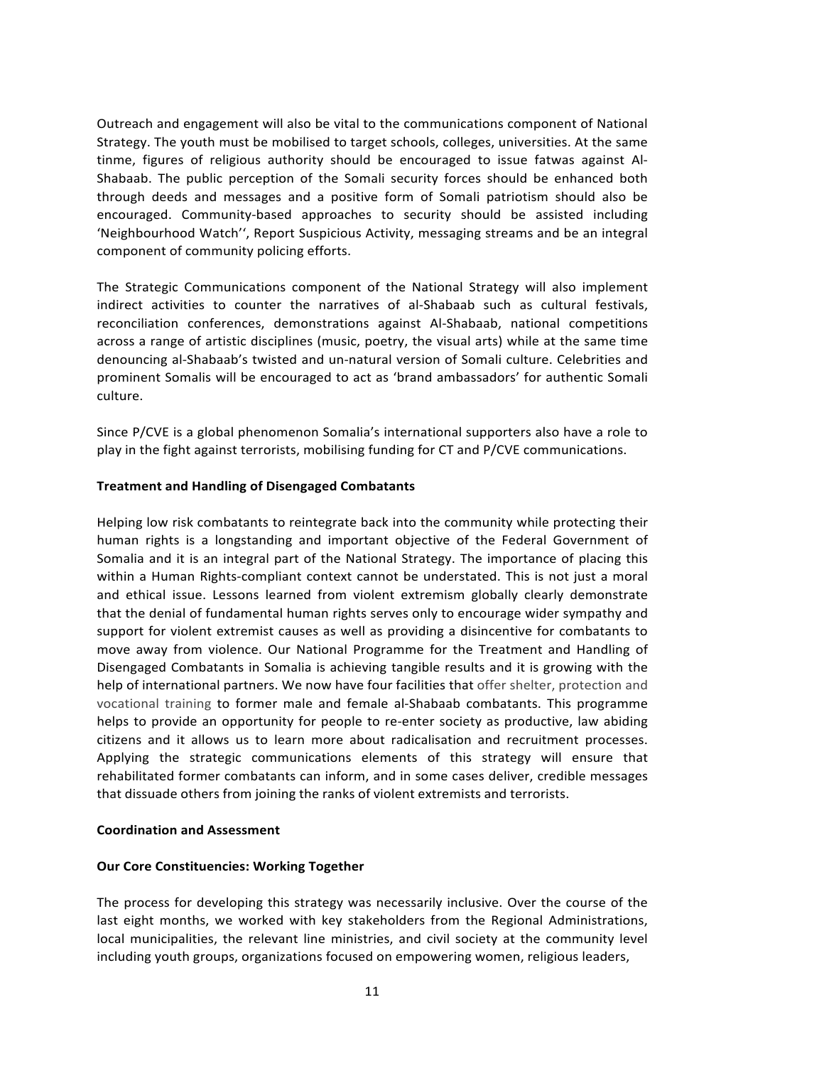Outreach and engagement will also be vital to the communications component of National Strategy. The youth must be mobilised to target schools, colleges, universities. At the same tinme, figures of religious authority should be encouraged to issue fatwas against Al-Shabaab. The public perception of the Somali security forces should be enhanced both through deeds and messages and a positive form of Somali patriotism should also be encouraged. Community-based approaches to security should be assisted including 'Neighbourhood Watch'', Report Suspicious Activity, messaging streams and be an integral component of community policing efforts.

The Strategic Communications component of the National Strategy will also implement indirect activities to counter the narratives of al-Shabaab such as cultural festivals, reconciliation conferences, demonstrations against Al-Shabaab, national competitions across a range of artistic disciplines (music, poetry, the visual arts) while at the same time denouncing al-Shabaab's twisted and un-natural version of Somali culture. Celebrities and prominent Somalis will be encouraged to act as 'brand ambassadors' for authentic Somali culture.

Since P/CVE is a global phenomenon Somalia's international supporters also have a role to play in the fight against terrorists, mobilising funding for CT and P/CVE communications.

**Treatment and Handling of Disengaged Combatants**

Helping low risk combatants to reintegrate back into the community while protecting their human rights is a longstanding and important objective of the Federal Government of Somalia and it is an integral part of the National Strategy. The importance of placing this within a Human Rights-compliant context cannot be understated. This is not just a moral and ethical issue. Lessons learned from violent extremism globally clearly demonstrate that the denial of fundamental human rights serves only to encourage wider sympathy and support for violent extremist causes as well as providing a disincentive for combatants to move away from violence. Our National Programme for the Treatment and Handling of Disengaged Combatants in Somalia is achieving tangible results and it is growing with the help of international partners. We now have four facilities that offer shelter, protection and vocational training to former male and female al-Shabaab combatants. This programme helps to provide an opportunity for people to re-enter society as productive, law abiding citizens and it allows us to learn more about radicalisation and recruitment processes. Applying the strategic communications elements of this strategy will ensure that rehabilitated former combatants can inform, and in some cases deliver, credible messages that dissuade others from joining the ranks of violent extremists and terrorists.

**Coordination and Assessment**

**Our Core Constituencies: Working Together**

The process for developing this strategy was necessarily inclusive. Over the course of the last eight months, we worked with key stakeholders from the Regional Administrations, local municipalities, the relevant line ministries, and civil society at the community level including youth groups, organizations focused on empowering women, religious leaders,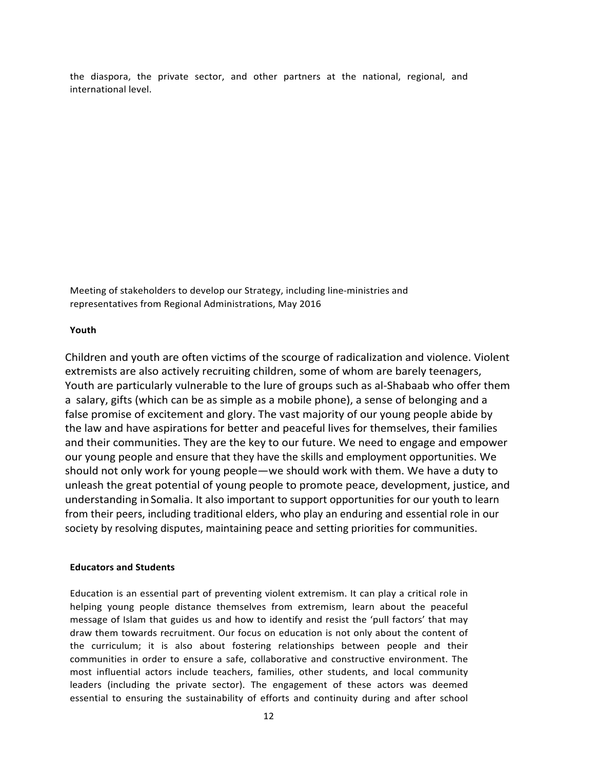the diaspora, the private sector, and other partners at the national, regional, and international level.

Meeting of stakeholders to develop our Strategy, including line-ministries and representatives from Regional Administrations, May 2016

**Youth**

Children and youth are often victims of the scourge of radicalization and violence. Violent extremists are also actively recruiting children, some of whom are barely teenagers, Youth are particularly vulnerable to the lure of groups such as al-Shabaab who offer them a salary, gifts (which can be as simple as a mobile phone), a sense of belonging and a false promise of excitement and glory. The vast majority of our young people abide by the law and have aspirations for better and peaceful lives for themselves, their families and their communities. They are the key to our future. We need to engage and empower our young people and ensure that they have the skills and employment opportunities. We should not only work for young people—we should work with them. We have a duty to unleash the great potential of young people to promote peace, development, justice, and understanding in Somalia. It also important to support opportunities for our youth to learn from their peers, including traditional elders, who play an enduring and essential role in our society by resolving disputes, maintaining peace and setting priorities for communities.

**Educators and Students**

Education is an essential part of preventing violent extremism. It can play a critical role in helping young people distance themselves from extremism, learn about the peaceful message of Islam that guides us and how to identify and resist the 'pull factors' that may draw them towards recruitment. Our focus on education is not only about the content of the curriculum; it is also about fostering relationships between people and their communities in order to ensure a safe, collaborative and constructive environment. The most influential actors include teachers, families, other students, and local community leaders (including the private sector). The engagement of these actors was deemed essential to ensuring the sustainability of efforts and continuity during and after school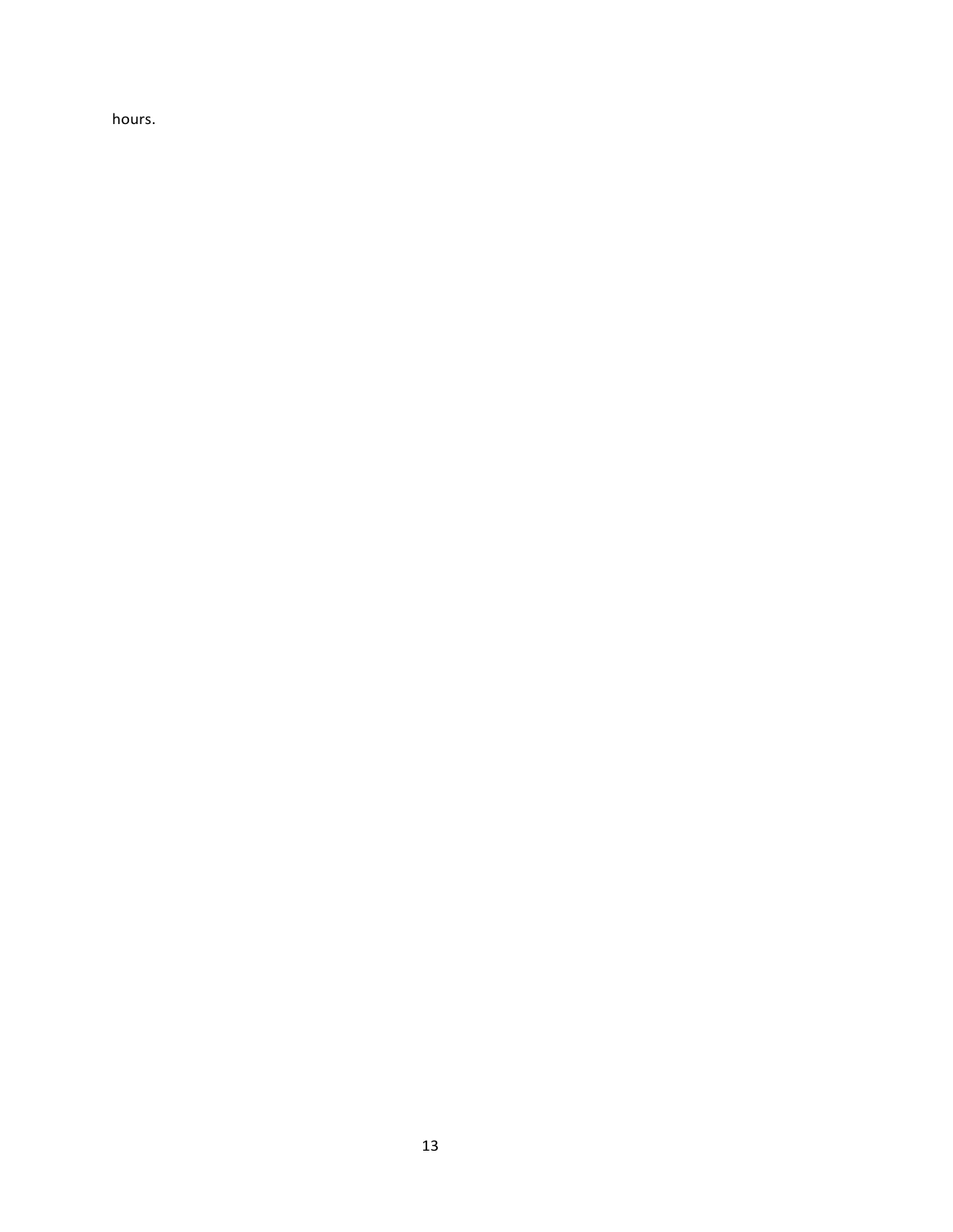hours.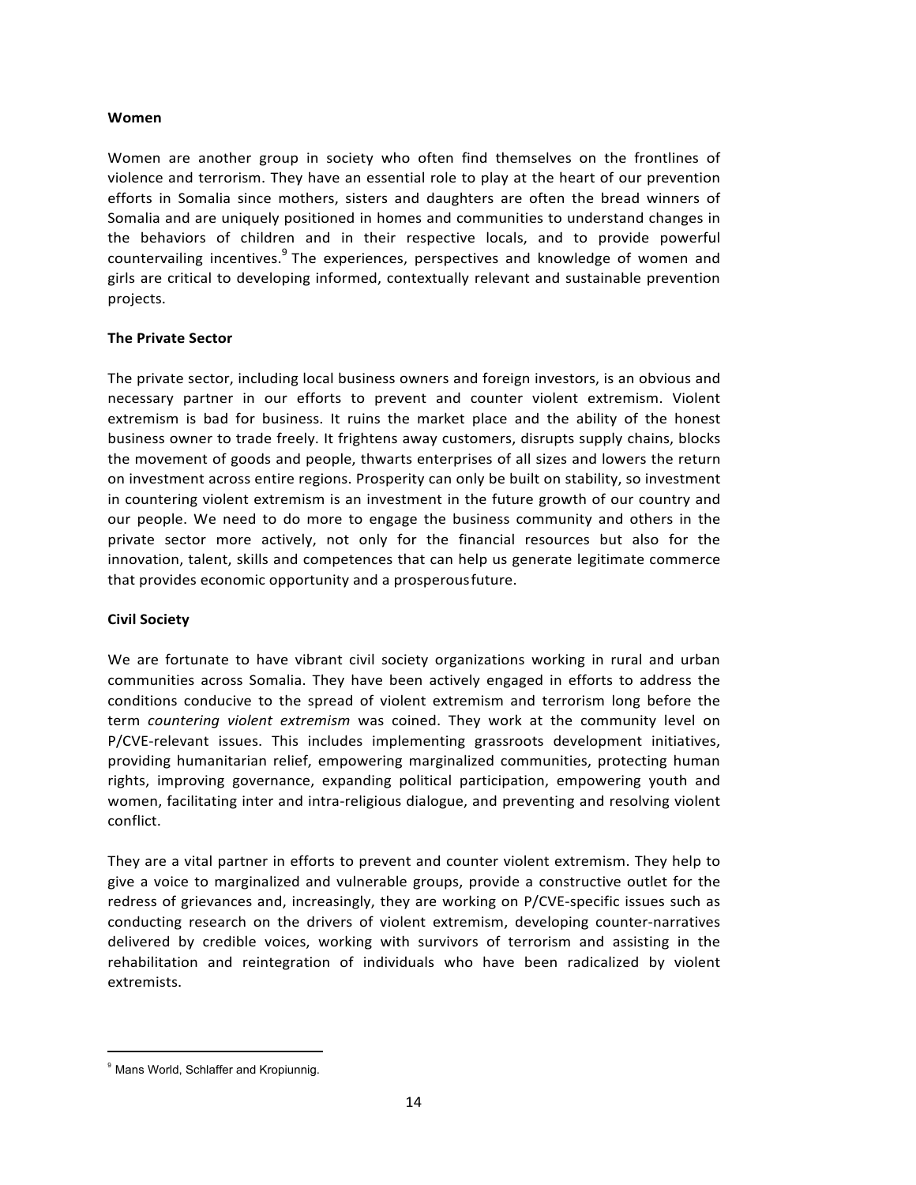**Women**

Women are another group in society who often find themselves on the frontlines of violence and terrorism. They have an essential role to play at the heart of our prevention efforts in Somalia since mothers, sisters and daughters are often the bread winners of Somalia and are uniquely positioned in homes and communities to understand changes in the behaviors of children and in their respective locals, and to provide powerful countervailing incentives.[9] The experiences, perspectives and knowledge of women and girls are critical to developing informed, contextually relevant and sustainable prevention projects.

**The Private Sector**

The private sector, including local business owners and foreign investors, is an obvious and necessary partner in our efforts to prevent and counter violent extremism. Violent extremism is bad for business. It ruins the market place and the ability of the honest business owner to trade freely. It frightens away customers, disrupts supply chains, blocks the movement of goods and people, thwarts enterprises of all sizes and lowers the return on investment across entire regions. Prosperity can only be built on stability, so investment in countering violent extremism is an investment in the future growth of our country and our people. We need to do more to engage the business community and others in the private sector more actively, not only for the financial resources but also for the innovation, talent, skills and competences that can help us generate legitimate commerce that provides economic opportunity and a prosperous future.

**Civil Society**

We are fortunate to have vibrant civil society organizations working in rural and urban communities across Somalia. They have been actively engaged in efforts to address the conditions conducive to the spread of violent extremism and terrorism long before the term *countering violent extremism* was coined. They work at the community level on P/CVE-relevant issues. This includes implementing grassroots development initiatives, providing humanitarian relief, empowering marginalized communities, protecting human rights, improving governance, expanding political participation, empowering youth and women, facilitating inter and intra-religious dialogue, and preventing and resolving violent conflict.

They are a vital partner in efforts to prevent and counter violent extremism. They help to give a voice to marginalized and vulnerable groups, provide a constructive outlet for the redress of grievances and, increasingly, they are working on P/CVE-specific issues such as conducting research on the drivers of violent extremism, developing counter-narratives delivered by credible voices, working with survivors of terrorism and assisting in the rehabilitation and reintegration of individuals who have been radicalized by violent extremists.

---

[9] Mans World, Schlaffer and Kropiunnig.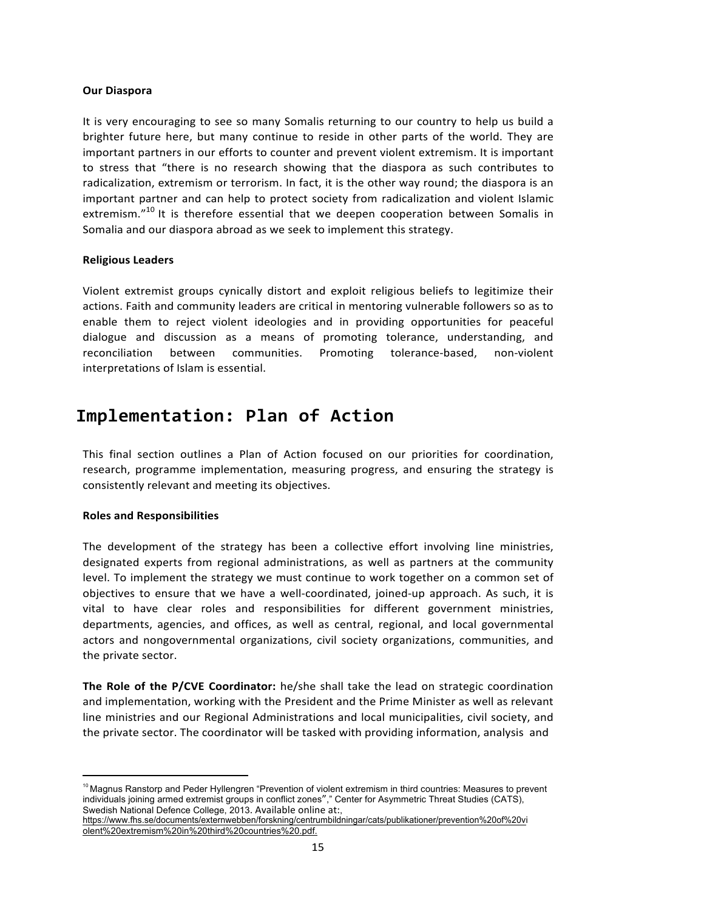### Our Diaspora

It is very encouraging to see so many Somalis returning to our country to help us build a brighter future here, but many continue to reside in other parts of the world. They are important partners in our efforts to counter and prevent violent extremism. It is important to stress that "there is no research showing that the diaspora as such contributes to radicalization, extremism or terrorism. In fact, it is the other way round; the diaspora is an important partner and can help to protect society from radicalization and violent Islamic extremism."[10] It is therefore essential that we deepen cooperation between Somalis in Somalia and our diaspora abroad as we seek to implement this strategy.

### Religious Leaders

Violent extremist groups cynically distort and exploit religious beliefs to legitimize their actions. Faith and community leaders are critical in mentoring vulnerable followers so as to enable them to reject violent ideologies and in providing opportunities for peaceful dialogue and discussion as a means of promoting tolerance, understanding, and reconciliation between communities. Promoting tolerance-based, non-violent interpretations of Islam is essential.

## Implementation: Plan of Action

This final section outlines a Plan of Action focused on our priorities for coordination, research, programme implementation, measuring progress, and ensuring the strategy is consistently relevant and meeting its objectives.

### Roles and Responsibilities

The development of the strategy has been a collective effort involving line ministries, designated experts from regional administrations, as well as partners at the community level. To implement the strategy we must continue to work together on a common set of objectives to ensure that we have a well-coordinated, joined-up approach. As such, it is vital to have clear roles and responsibilities for different government ministries, departments, agencies, and offices, as well as central, regional, and local governmental actors and nongovernmental organizations, civil society organizations, communities, and the private sector.

**The Role of the P/CVE Coordinator:** he/she shall take the lead on strategic coordination and implementation, working with the President and the Prime Minister as well as relevant line ministries and our Regional Administrations and local municipalities, civil society, and the private sector. The coordinator will be tasked with providing information, analysis and

---

[10] Magnus Ranstorp and Peder Hyllengren "Prevention of violent extremism in third countries: Measures to prevent individuals joining armed extremist groups in conflict zones"," Center for Asymmetric Threat Studies (CATS), Swedish National Defence College, 2013. Available online at:, https://www.fhs.se/documents/externwebben/forskning/centrumbildningar/cats/publikationer/prevention%20of%20violent%20extremism%20in%20third%20countries%20.pdf.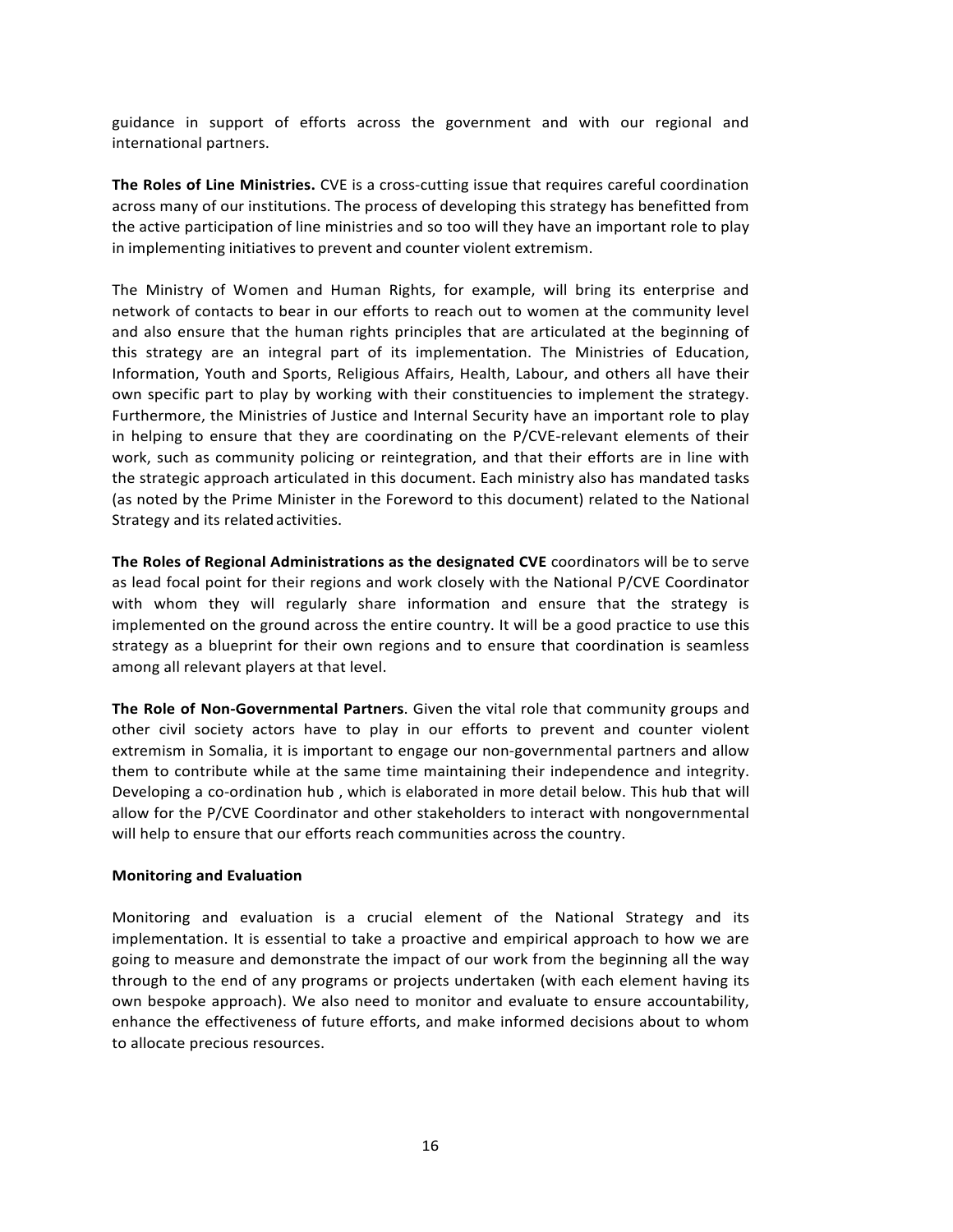guidance in support of efforts across the government and with our regional and international partners.

**The Roles of Line Ministries.** CVE is a cross-cutting issue that requires careful coordination across many of our institutions. The process of developing this strategy has benefitted from the active participation of line ministries and so too will they have an important role to play in implementing initiatives to prevent and counter violent extremism.

The Ministry of Women and Human Rights, for example, will bring its enterprise and network of contacts to bear in our efforts to reach out to women at the community level and also ensure that the human rights principles that are articulated at the beginning of this strategy are an integral part of its implementation. The Ministries of Education, Information, Youth and Sports, Religious Affairs, Health, Labour, and others all have their own specific part to play by working with their constituencies to implement the strategy. Furthermore, the Ministries of Justice and Internal Security have an important role to play in helping to ensure that they are coordinating on the P/CVE-relevant elements of their work, such as community policing or reintegration, and that their efforts are in line with the strategic approach articulated in this document. Each ministry also has mandated tasks (as noted by the Prime Minister in the Foreword to this document) related to the National Strategy and its related activities.

**The Roles of Regional Administrations as the designated CVE** coordinators will be to serve as lead focal point for their regions and work closely with the National P/CVE Coordinator with whom they will regularly share information and ensure that the strategy is implemented on the ground across the entire country. It will be a good practice to use this strategy as a blueprint for their own regions and to ensure that coordination is seamless among all relevant players at that level.

**The Role of Non-Governmental Partners**. Given the vital role that community groups and other civil society actors have to play in our efforts to prevent and counter violent extremism in Somalia, it is important to engage our non-governmental partners and allow them to contribute while at the same time maintaining their independence and integrity. Developing a co-ordination hub , which is elaborated in more detail below. This hub that will allow for the P/CVE Coordinator and other stakeholders to interact with nongovernmental will help to ensure that our efforts reach communities across the country.

**Monitoring and Evaluation**

Monitoring and evaluation is a crucial element of the National Strategy and its implementation. It is essential to take a proactive and empirical approach to how we are going to measure and demonstrate the impact of our work from the beginning all the way through to the end of any programs or projects undertaken (with each element having its own bespoke approach). We also need to monitor and evaluate to ensure accountability, enhance the effectiveness of future efforts, and make informed decisions about to whom to allocate precious resources.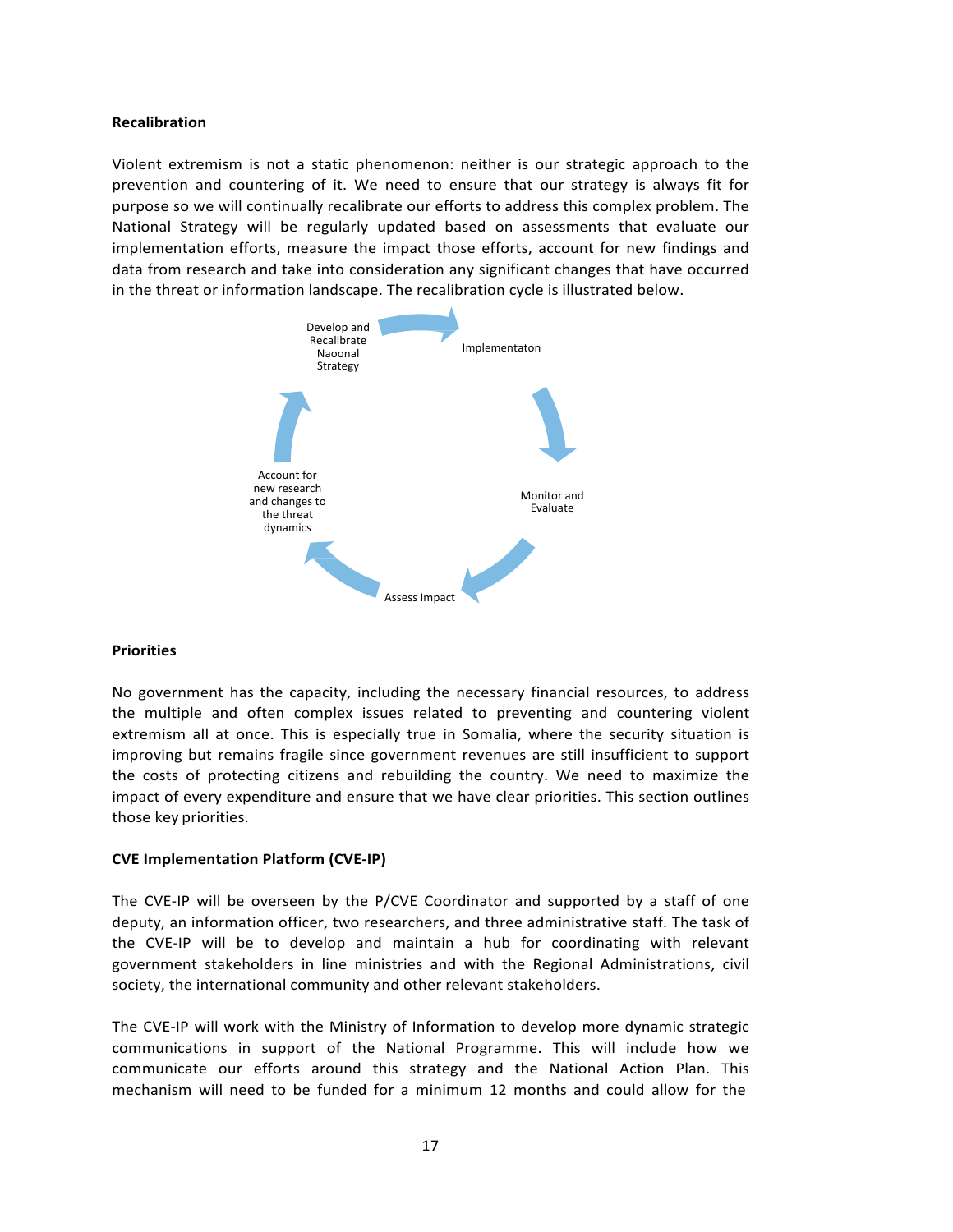**Recalibration**

Violent extremism is not a static phenomenon: neither is our strategic approach to the prevention and countering of it. We need to ensure that our strategy is always fit for purpose so we will continually recalibrate our efforts to address this complex problem. The National Strategy will be regularly updated based on assessments that evaluate our implementation efforts, measure the impact those efforts, account for new findings and data from research and take into consideration any significant changes that have occurred in the threat or information landscape. The recalibration cycle is illustrated below.

Develop and Recalibrate Naoonal Strategy → Implementaton → Monitor and Evaluate → Assess Impact → Account for new research and changes to the threat dynamics → Develop and Recalibrate Naoonal Strategy

**Priorities**

No government has the capacity, including the necessary financial resources, to address the multiple and often complex issues related to preventing and countering violent extremism all at once. This is especially true in Somalia, where the security situation is improving but remains fragile since government revenues are still insufficient to support the costs of protecting citizens and rebuilding the country. We need to maximize the impact of every expenditure and ensure that we have clear priorities. This section outlines those key priorities.

**CVE Implementation Platform (CVE-IP)**

The CVE-IP will be overseen by the P/CVE Coordinator and supported by a staff of one deputy, an information officer, two researchers, and three administrative staff. The task of the CVE-IP will be to develop and maintain a hub for coordinating with relevant government stakeholders in line ministries and with the Regional Administrations, civil society, the international community and other relevant stakeholders.

The CVE-IP will work with the Ministry of Information to develop more dynamic strategic communications in support of the National Programme. This will include how we communicate our efforts around this strategy and the National Action Plan. This mechanism will need to be funded for a minimum 12 months and could allow for the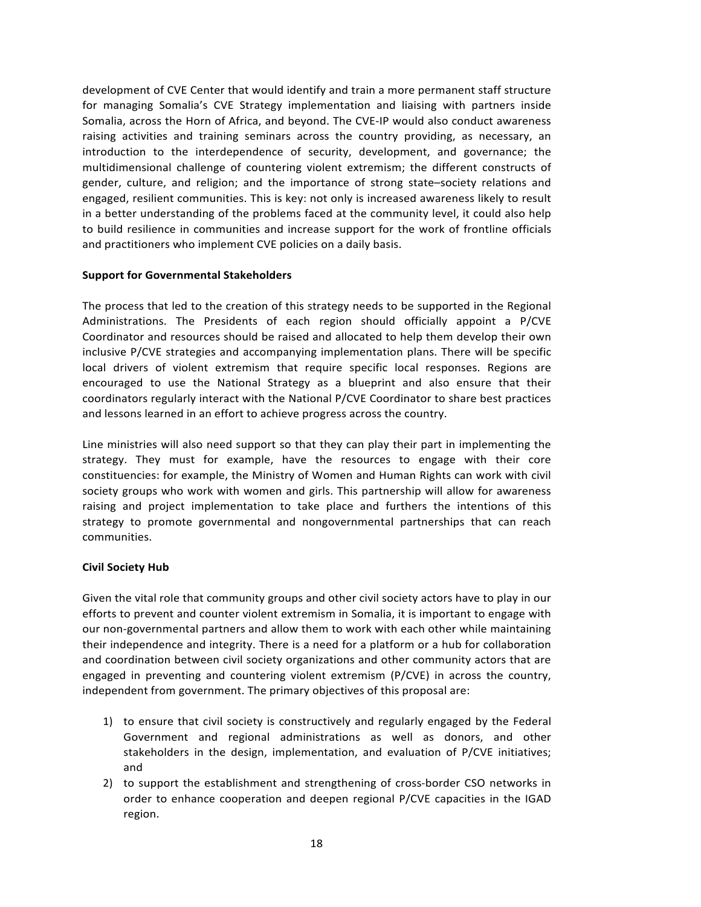development of CVE Center that would identify and train a more permanent staff structure for managing Somalia's CVE Strategy implementation and liaising with partners inside Somalia, across the Horn of Africa, and beyond. The CVE-IP would also conduct awareness raising activities and training seminars across the country providing, as necessary, an introduction to the interdependence of security, development, and governance; the multidimensional challenge of countering violent extremism; the different constructs of gender, culture, and religion; and the importance of strong state–society relations and engaged, resilient communities. This is key: not only is increased awareness likely to result in a better understanding of the problems faced at the community level, it could also help to build resilience in communities and increase support for the work of frontline officials and practitioners who implement CVE policies on a daily basis.

**Support for Governmental Stakeholders**

The process that led to the creation of this strategy needs to be supported in the Regional Administrations. The Presidents of each region should officially appoint a P/CVE Coordinator and resources should be raised and allocated to help them develop their own inclusive P/CVE strategies and accompanying implementation plans. There will be specific local drivers of violent extremism that require specific local responses. Regions are encouraged to use the National Strategy as a blueprint and also ensure that their coordinators regularly interact with the National P/CVE Coordinator to share best practices and lessons learned in an effort to achieve progress across the country.

Line ministries will also need support so that they can play their part in implementing the strategy. They must for example, have the resources to engage with their core constituencies: for example, the Ministry of Women and Human Rights can work with civil society groups who work with women and girls. This partnership will allow for awareness raising and project implementation to take place and furthers the intentions of this strategy to promote governmental and nongovernmental partnerships that can reach communities.

**Civil Society Hub**

Given the vital role that community groups and other civil society actors have to play in our efforts to prevent and counter violent extremism in Somalia, it is important to engage with our non-governmental partners and allow them to work with each other while maintaining their independence and integrity. There is a need for a platform or a hub for collaboration and coordination between civil society organizations and other community actors that are engaged in preventing and countering violent extremism (P/CVE) in across the country, independent from government. The primary objectives of this proposal are:

1) to ensure that civil society is constructively and regularly engaged by the Federal Government and regional administrations as well as donors, and other stakeholders in the design, implementation, and evaluation of P/CVE initiatives; and
2) to support the establishment and strengthening of cross-border CSO networks in order to enhance cooperation and deepen regional P/CVE capacities in the IGAD region.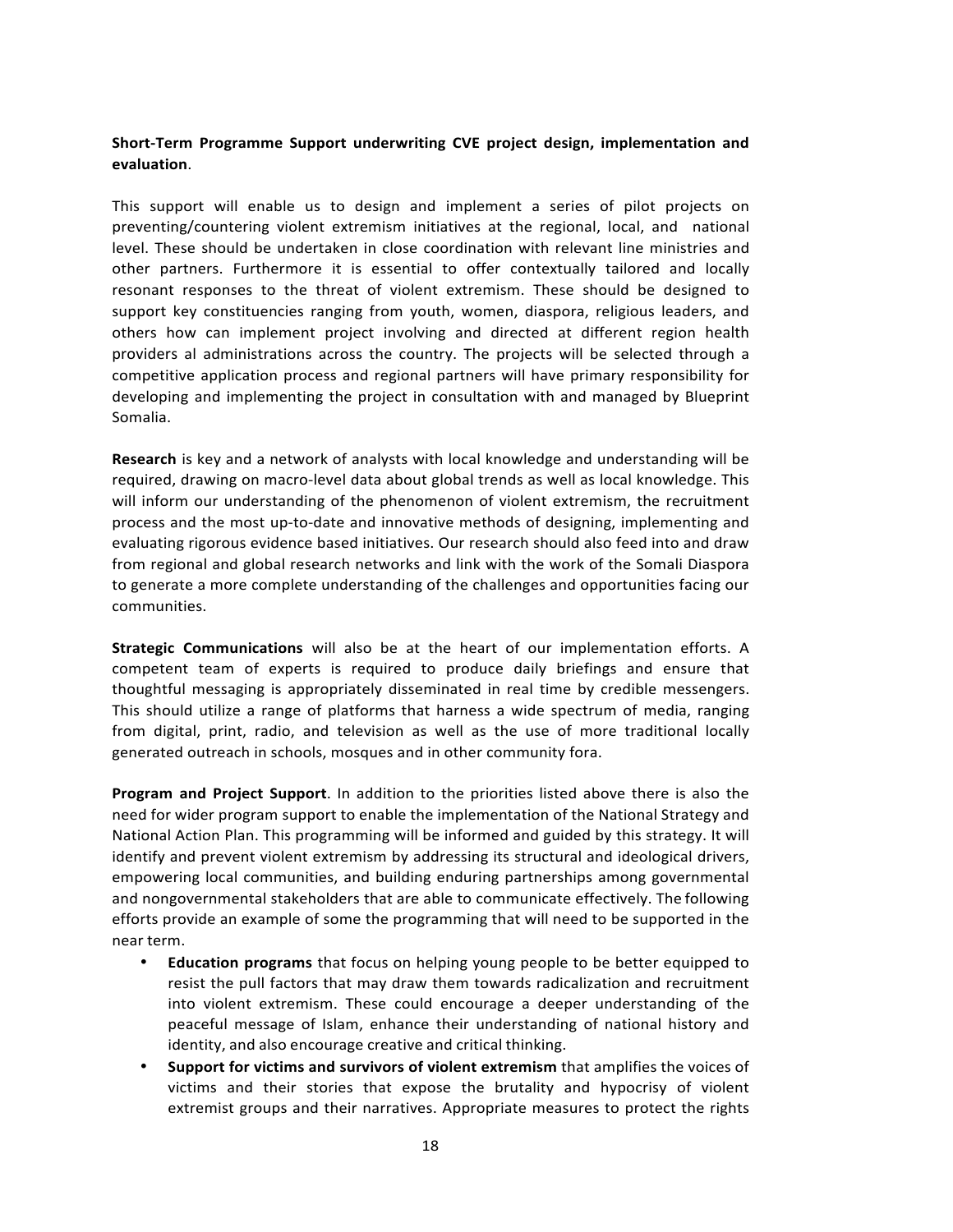**Short-Term Programme Support underwriting CVE project design, implementation and evaluation**.

This support will enable us to design and implement a series of pilot projects on preventing/countering violent extremism initiatives at the regional, local, and national level. These should be undertaken in close coordination with relevant line ministries and other partners. Furthermore it is essential to offer contextually tailored and locally resonant responses to the threat of violent extremism. These should be designed to support key constituencies ranging from youth, women, diaspora, religious leaders, and others how can implement project involving and directed at different region health providers al administrations across the country. The projects will be selected through a competitive application process and regional partners will have primary responsibility for developing and implementing the project in consultation with and managed by Blueprint Somalia.

**Research** is key and a network of analysts with local knowledge and understanding will be required, drawing on macro-level data about global trends as well as local knowledge. This will inform our understanding of the phenomenon of violent extremism, the recruitment process and the most up-to-date and innovative methods of designing, implementing and evaluating rigorous evidence based initiatives. Our research should also feed into and draw from regional and global research networks and link with the work of the Somali Diaspora to generate a more complete understanding of the challenges and opportunities facing our communities.

**Strategic Communications** will also be at the heart of our implementation efforts. A competent team of experts is required to produce daily briefings and ensure that thoughtful messaging is appropriately disseminated in real time by credible messengers. This should utilize a range of platforms that harness a wide spectrum of media, ranging from digital, print, radio, and television as well as the use of more traditional locally generated outreach in schools, mosques and in other community fora.

**Program and Project Support**. In addition to the priorities listed above there is also the need for wider program support to enable the implementation of the National Strategy and National Action Plan. This programming will be informed and guided by this strategy. It will identify and prevent violent extremism by addressing its structural and ideological drivers, empowering local communities, and building enduring partnerships among governmental and nongovernmental stakeholders that are able to communicate effectively. The following efforts provide an example of some the programming that will need to be supported in the near term.

- **Education programs** that focus on helping young people to be better equipped to resist the pull factors that may draw them towards radicalization and recruitment into violent extremism. These could encourage a deeper understanding of the peaceful message of Islam, enhance their understanding of national history and identity, and also encourage creative and critical thinking.
- **Support for victims and survivors of violent extremism** that amplifies the voices of victims and their stories that expose the brutality and hypocrisy of violent extremist groups and their narratives. Appropriate measures to protect the rights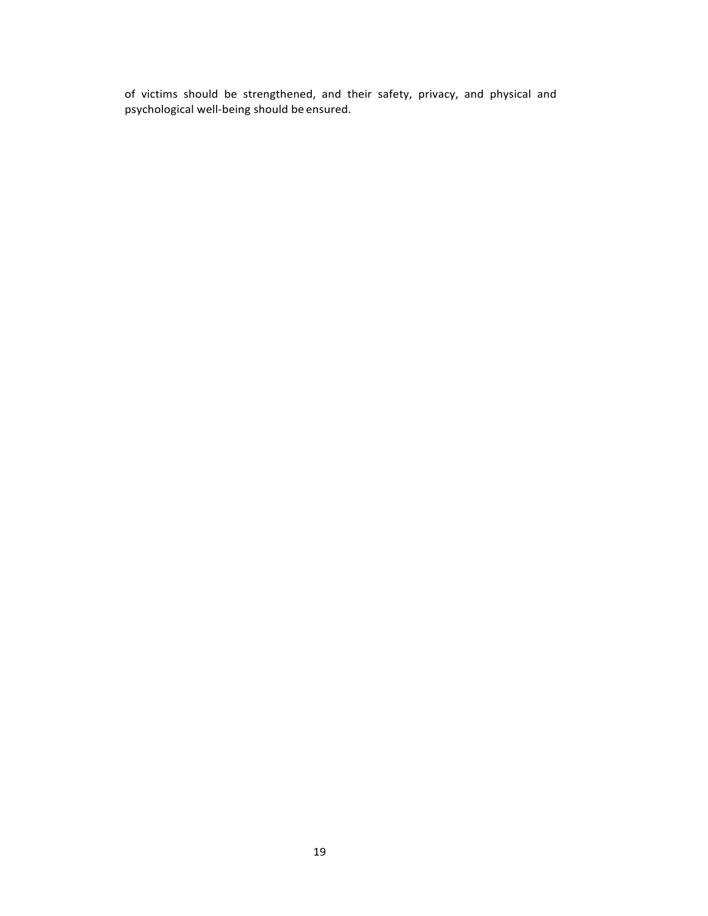of victims should be strengthened, and their safety, privacy, and physical and psychological well-being should be ensured.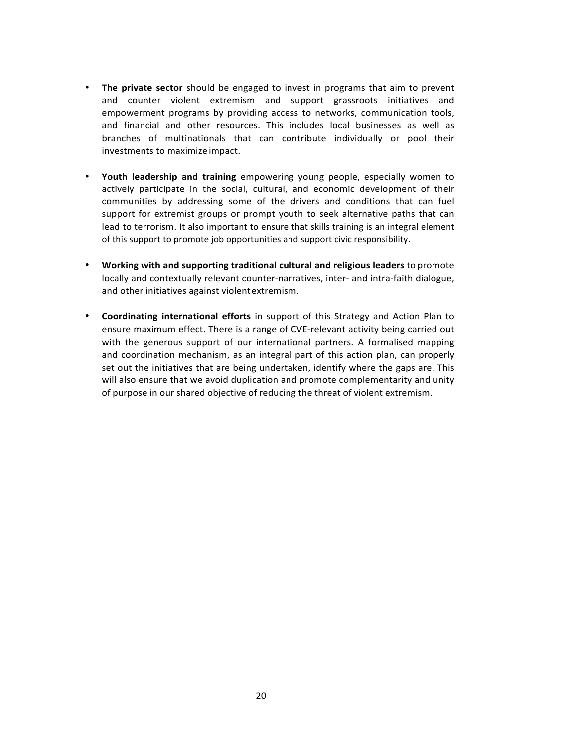- **The private sector** should be engaged to invest in programs that aim to prevent and counter violent extremism and support grassroots initiatives and empowerment programs by providing access to networks, communication tools, and financial and other resources. This includes local businesses as well as branches of multinationals that can contribute individually or pool their investments to maximize impact.

- **Youth leadership and training** empowering young people, especially women to actively participate in the social, cultural, and economic development of their communities by addressing some of the drivers and conditions that can fuel support for extremist groups or prompt youth to seek alternative paths that can lead to terrorism. It also important to ensure that skills training is an integral element of this support to promote job opportunities and support civic responsibility.

- **Working with and supporting traditional cultural and religious leaders** to promote locally and contextually relevant counter-narratives, inter- and intra-faith dialogue, and other initiatives against violent extremism.

- **Coordinating international efforts** in support of this Strategy and Action Plan to ensure maximum effect. There is a range of CVE-relevant activity being carried out with the generous support of our international partners. A formalised mapping and coordination mechanism, as an integral part of this action plan, can properly set out the initiatives that are being undertaken, identify where the gaps are. This will also ensure that we avoid duplication and promote complementarity and unity of purpose in our shared objective of reducing the threat of violent extremism.